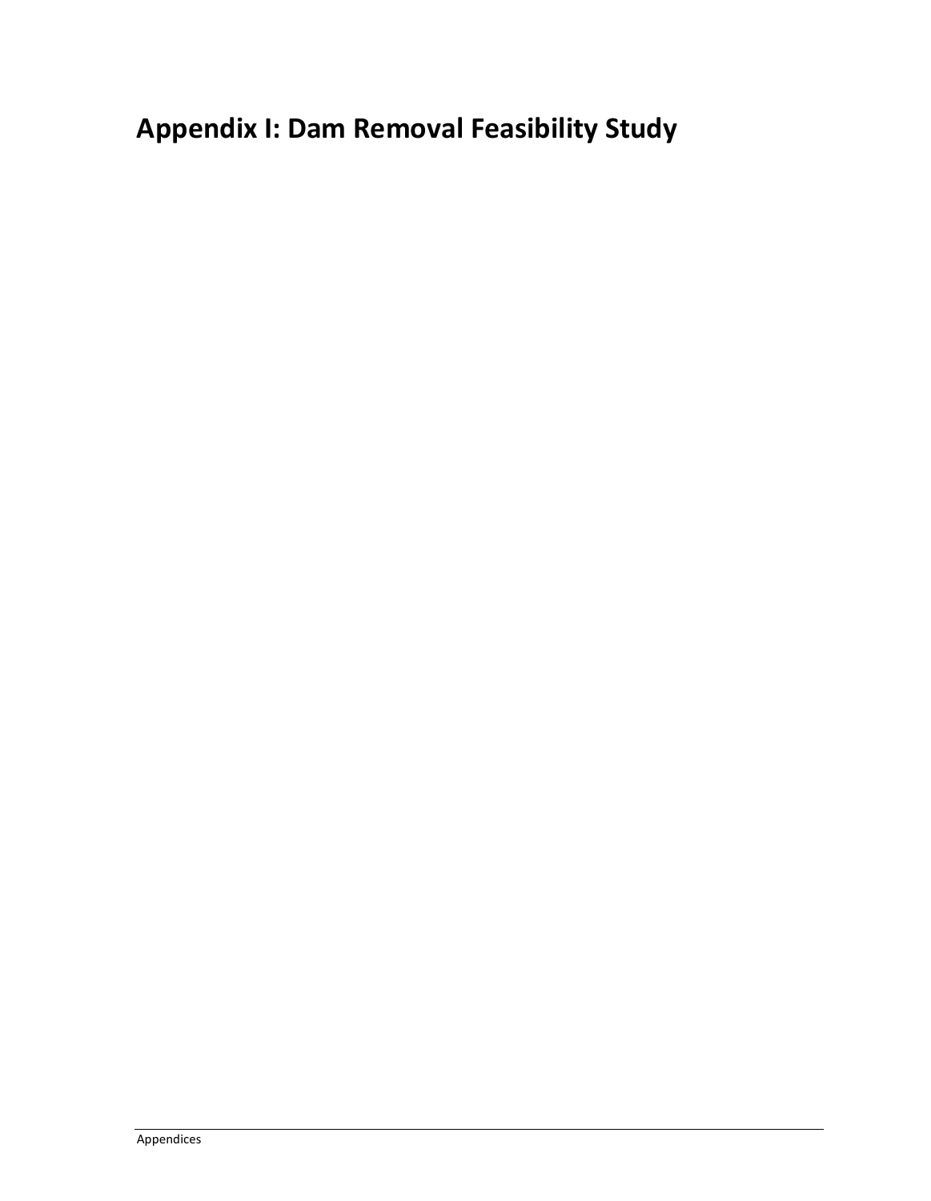# Appendix I: Dam Removal Feasibility Study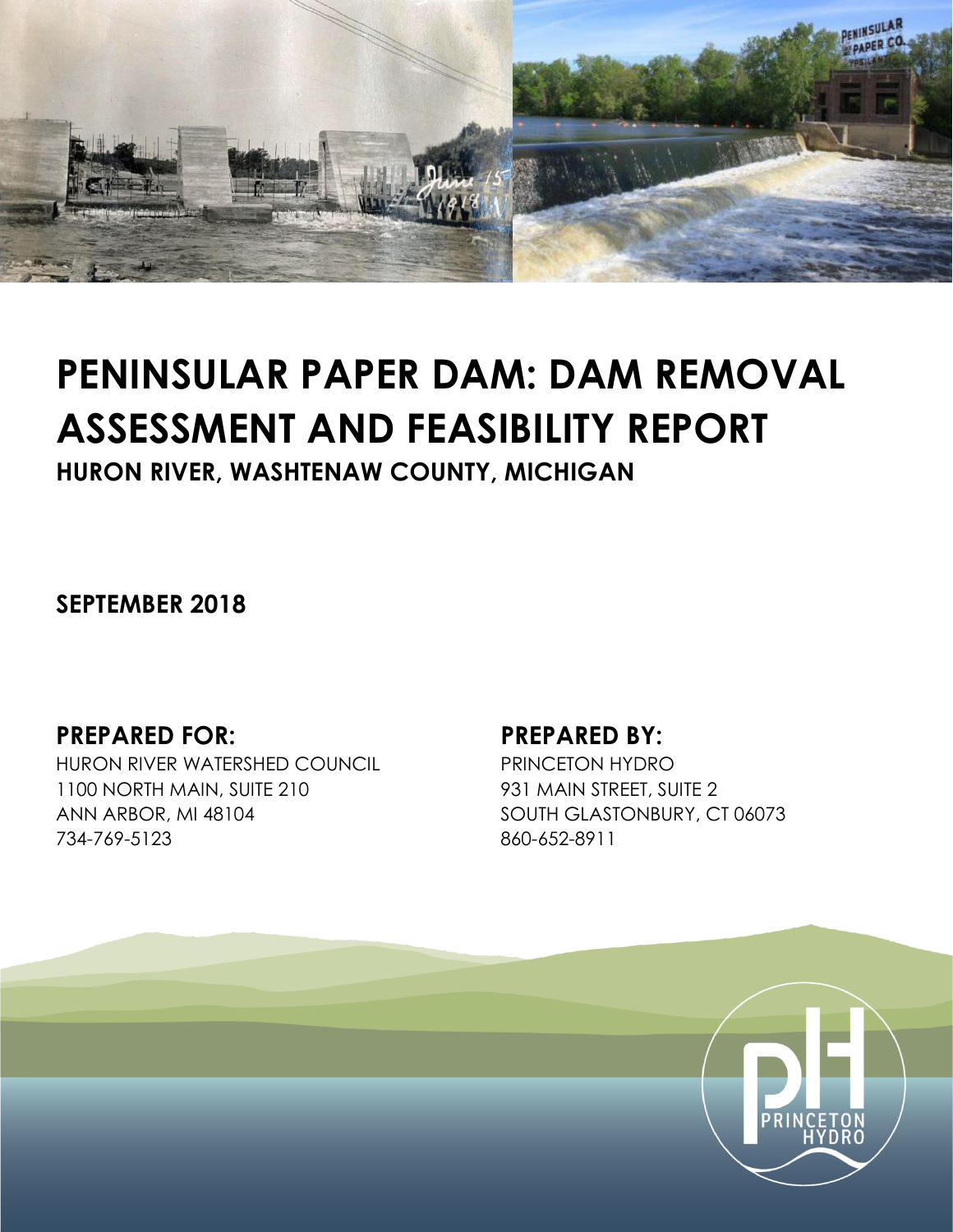# PENINSULAR PAPER DAM: DAM REMOVAL ASSESSMENT AND FEASIBILITY REPORT

## HURON RIVER, WASHTENAW COUNTY, MICHIGAN

**SEPTEMBER 2018**

**PREPARED FOR:**

HURON RIVER WATERSHED COUNCIL
1100 NORTH MAIN, SUITE 210
ANN ARBOR, MI 48104
734-769-5123

**PREPARED BY:**

PRINCETON HYDRO
931 MAIN STREET, SUITE 2
SOUTH GLASTONBURY, CT 06073
860-652-8911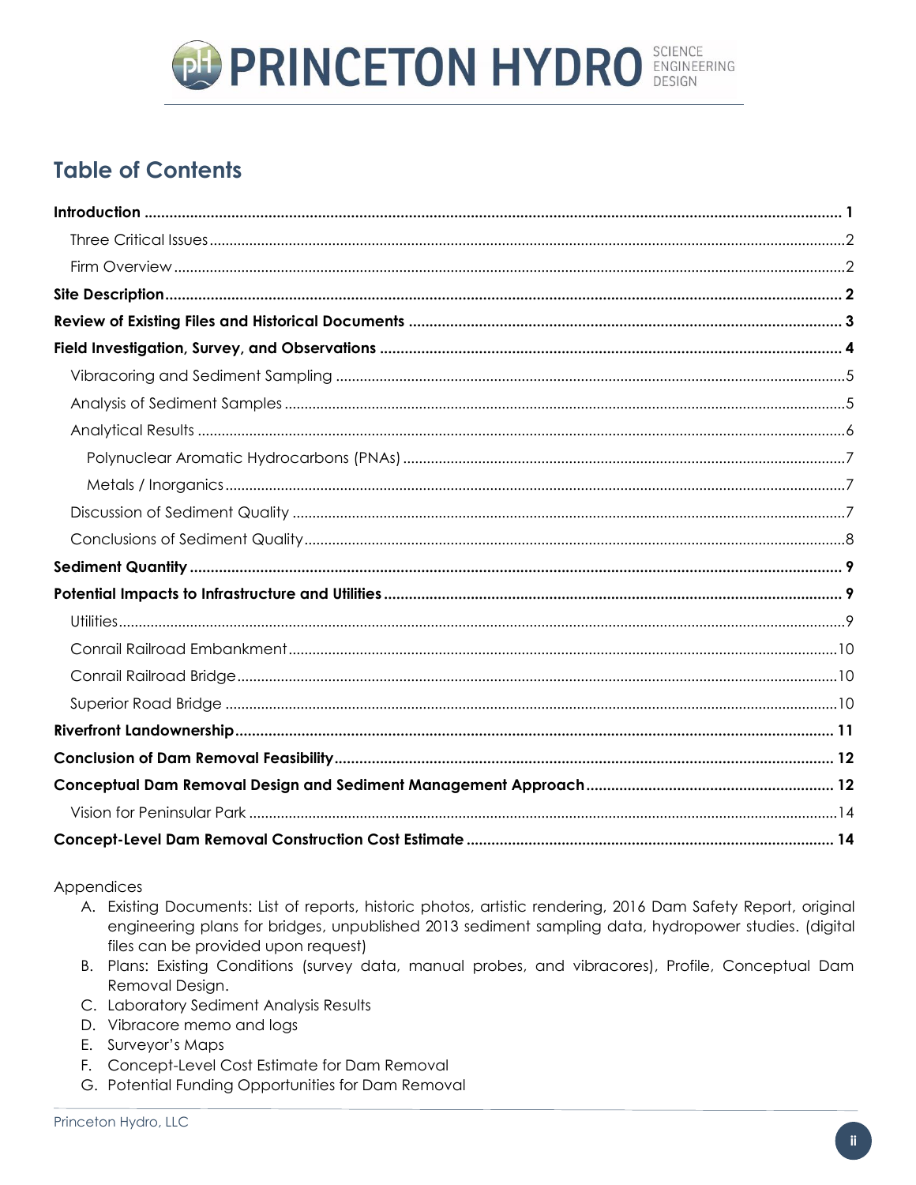## Table of Contents

| | |
|---|---|
| **Introduction** | **1** |
| Three Critical Issues | 2 |
| Firm Overview | 2 |
| **Site Description** | **2** |
| **Review of Existing Files and Historical Documents** | **3** |
| **Field Investigation, Survey, and Observations** | **4** |
| Vibracoring and Sediment Sampling | 5 |
| Analysis of Sediment Samples | 5 |
| Analytical Results | 6 |
| Polynuclear Aromatic Hydrocarbons (PNAs) | 7 |
| Metals / Inorganics | 7 |
| Discussion of Sediment Quality | 7 |
| Conclusions of Sediment Quality | 8 |
| **Sediment Quantity** | **9** |
| **Potential Impacts to Infrastructure and Utilities** | **9** |
| Utilities | 9 |
| Conrail Railroad Embankment | 10 |
| Conrail Railroad Bridge | 10 |
| Superior Road Bridge | 10 |
| **Riverfront Landownership** | **11** |
| **Conclusion of Dam Removal Feasibility** | **12** |
| **Conceptual Dam Removal Design and Sediment Management Approach** | **12** |
| Vision for Peninsular Park | 14 |
| **Concept-Level Dam Removal Construction Cost Estimate** | **14** |

Appendices

A. Existing Documents: List of reports, historic photos, artistic rendering, 2016 Dam Safety Report, original engineering plans for bridges, unpublished 2013 sediment sampling data, hydropower studies. (digital files can be provided upon request)
B. Plans: Existing Conditions (survey data, manual probes, and vibracores), Profile, Conceptual Dam Removal Design.
C. Laboratory Sediment Analysis Results
D. Vibracore memo and logs
E. Surveyor's Maps
F. Concept-Level Cost Estimate for Dam Removal
G. Potential Funding Opportunities for Dam Removal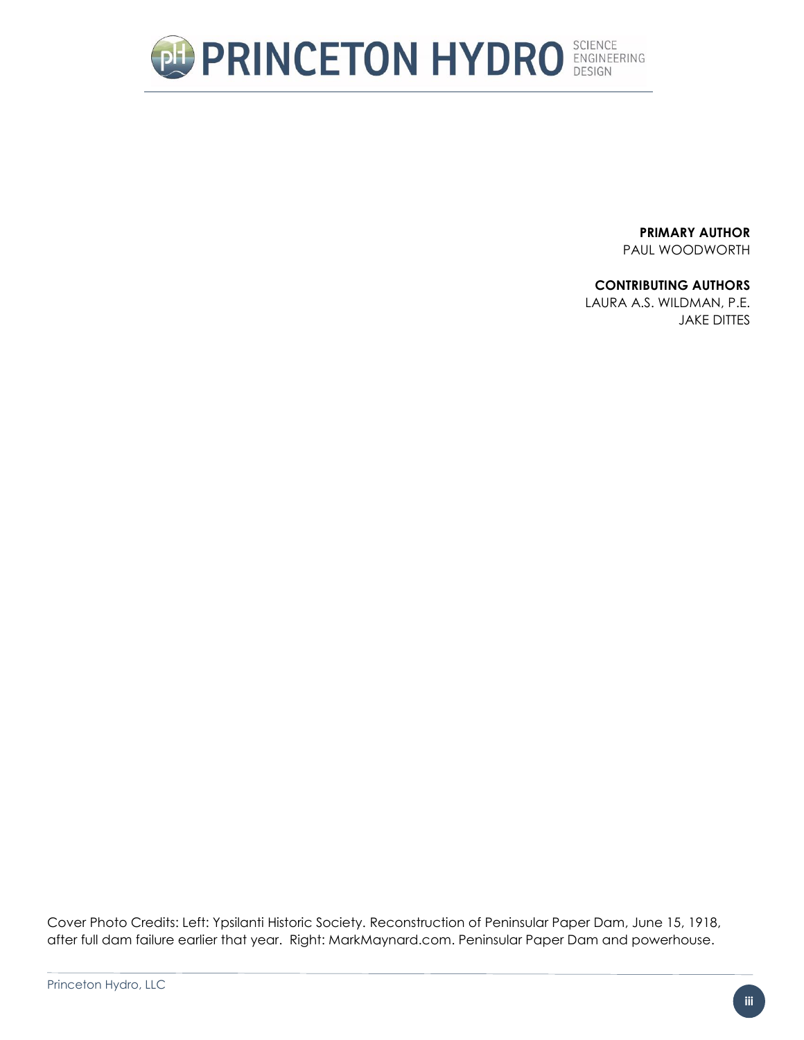**PRIMARY AUTHOR**
PAUL WOODWORTH

**CONTRIBUTING AUTHORS**
LAURA A.S. WILDMAN, P.E.
JAKE DITTES

Cover Photo Credits: Left: Ypsilanti Historic Society. Reconstruction of Peninsular Paper Dam, June 15, 1918, after full dam failure earlier that year. Right: MarkMaynard.com. Peninsular Paper Dam and powerhouse.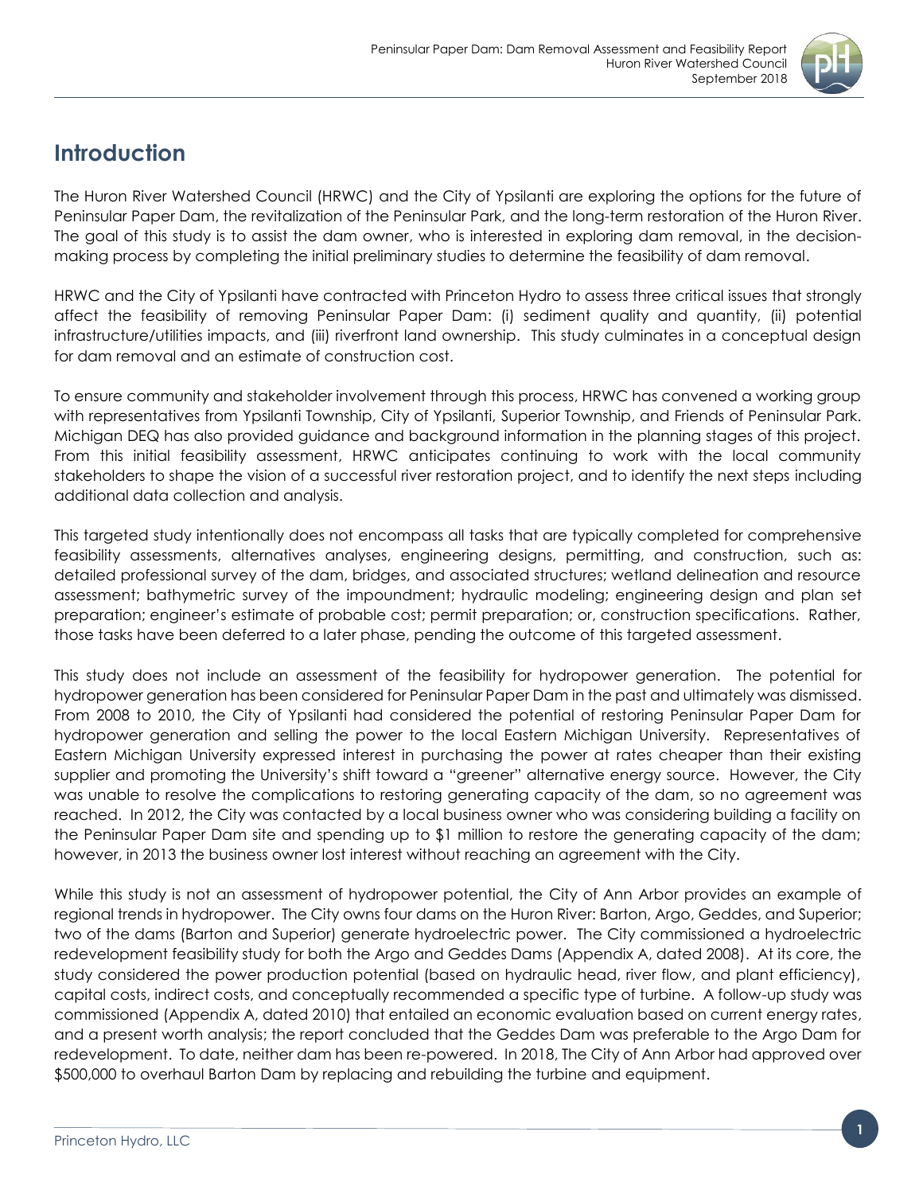# Introduction

The Huron River Watershed Council (HRWC) and the City of Ypsilanti are exploring the options for the future of Peninsular Paper Dam, the revitalization of the Peninsular Park, and the long-term restoration of the Huron River. The goal of this study is to assist the dam owner, who is interested in exploring dam removal, in the decision-making process by completing the initial preliminary studies to determine the feasibility of dam removal.

HRWC and the City of Ypsilanti have contracted with Princeton Hydro to assess three critical issues that strongly affect the feasibility of removing Peninsular Paper Dam: (i) sediment quality and quantity, (ii) potential infrastructure/utilities impacts, and (iii) riverfront land ownership. This study culminates in a conceptual design for dam removal and an estimate of construction cost.

To ensure community and stakeholder involvement through this process, HRWC has convened a working group with representatives from Ypsilanti Township, City of Ypsilanti, Superior Township, and Friends of Peninsular Park. Michigan DEQ has also provided guidance and background information in the planning stages of this project. From this initial feasibility assessment, HRWC anticipates continuing to work with the local community stakeholders to shape the vision of a successful river restoration project, and to identify the next steps including additional data collection and analysis.

This targeted study intentionally does not encompass all tasks that are typically completed for comprehensive feasibility assessments, alternatives analyses, engineering designs, permitting, and construction, such as: detailed professional survey of the dam, bridges, and associated structures; wetland delineation and resource assessment; bathymetric survey of the impoundment; hydraulic modeling; engineering design and plan set preparation; engineer's estimate of probable cost; permit preparation; or, construction specifications. Rather, those tasks have been deferred to a later phase, pending the outcome of this targeted assessment.

This study does not include an assessment of the feasibility for hydropower generation. The potential for hydropower generation has been considered for Peninsular Paper Dam in the past and ultimately was dismissed. From 2008 to 2010, the City of Ypsilanti had considered the potential of restoring Peninsular Paper Dam for hydropower generation and selling the power to the local Eastern Michigan University. Representatives of Eastern Michigan University expressed interest in purchasing the power at rates cheaper than their existing supplier and promoting the University's shift toward a "greener" alternative energy source. However, the City was unable to resolve the complications to restoring generating capacity of the dam, so no agreement was reached. In 2012, the City was contacted by a local business owner who was considering building a facility on the Peninsular Paper Dam site and spending up to $1 million to restore the generating capacity of the dam; however, in 2013 the business owner lost interest without reaching an agreement with the City.

While this study is not an assessment of hydropower potential, the City of Ann Arbor provides an example of regional trends in hydropower. The City owns four dams on the Huron River: Barton, Argo, Geddes, and Superior; two of the dams (Barton and Superior) generate hydroelectric power. The City commissioned a hydroelectric redevelopment feasibility study for both the Argo and Geddes Dams (Appendix A, dated 2008). At its core, the study considered the power production potential (based on hydraulic head, river flow, and plant efficiency), capital costs, indirect costs, and conceptually recommended a specific type of turbine. A follow-up study was commissioned (Appendix A, dated 2010) that entailed an economic evaluation based on current energy rates, and a present worth analysis; the report concluded that the Geddes Dam was preferable to the Argo Dam for redevelopment. To date, neither dam has been re-powered. In 2018, The City of Ann Arbor had approved over $500,000 to overhaul Barton Dam by replacing and rebuilding the turbine and equipment.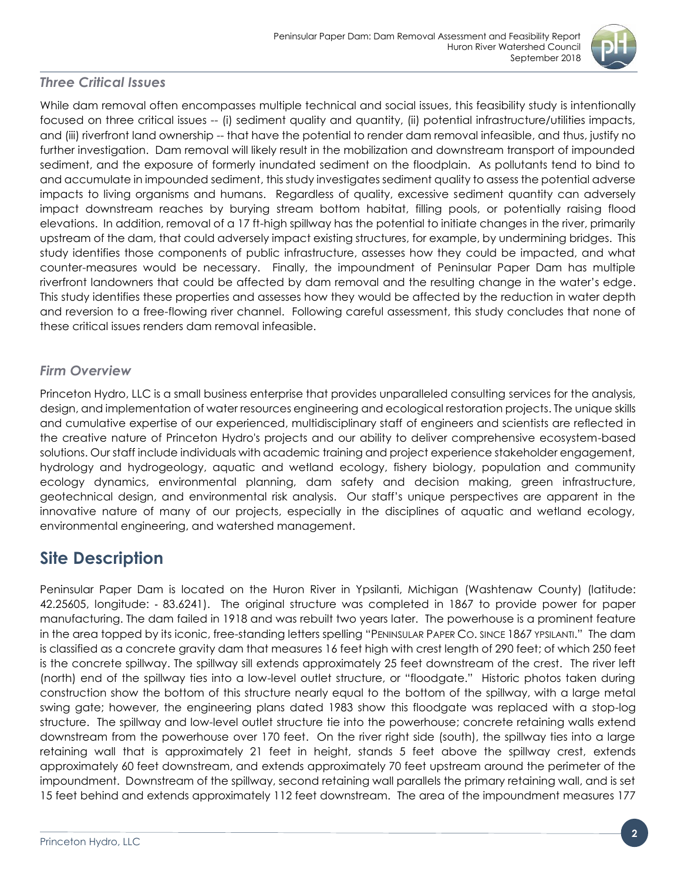### *Three Critical Issues*

While dam removal often encompasses multiple technical and social issues, this feasibility study is intentionally focused on three critical issues -- (i) sediment quality and quantity, (ii) potential infrastructure/utilities impacts, and (iii) riverfront land ownership -- that have the potential to render dam removal infeasible, and thus, justify no further investigation. Dam removal will likely result in the mobilization and downstream transport of impounded sediment, and the exposure of formerly inundated sediment on the floodplain. As pollutants tend to bind to and accumulate in impounded sediment, this study investigates sediment quality to assess the potential adverse impacts to living organisms and humans. Regardless of quality, excessive sediment quantity can adversely impact downstream reaches by burying stream bottom habitat, filling pools, or potentially raising flood elevations. In addition, removal of a 17 ft-high spillway has the potential to initiate changes in the river, primarily upstream of the dam, that could adversely impact existing structures, for example, by undermining bridges. This study identifies those components of public infrastructure, assesses how they could be impacted, and what counter-measures would be necessary. Finally, the impoundment of Peninsular Paper Dam has multiple riverfront landowners that could be affected by dam removal and the resulting change in the water's edge. This study identifies these properties and assesses how they would be affected by the reduction in water depth and reversion to a free-flowing river channel. Following careful assessment, this study concludes that none of these critical issues renders dam removal infeasible.

### *Firm Overview*

Princeton Hydro, LLC is a small business enterprise that provides unparalleled consulting services for the analysis, design, and implementation of water resources engineering and ecological restoration projects. The unique skills and cumulative expertise of our experienced, multidisciplinary staff of engineers and scientists are reflected in the creative nature of Princeton Hydro's projects and our ability to deliver comprehensive ecosystem-based solutions. Our staff include individuals with academic training and project experience stakeholder engagement, hydrology and hydrogeology, aquatic and wetland ecology, fishery biology, population and community ecology dynamics, environmental planning, dam safety and decision making, green infrastructure, geotechnical design, and environmental risk analysis. Our staff's unique perspectives are apparent in the innovative nature of many of our projects, especially in the disciplines of aquatic and wetland ecology, environmental engineering, and watershed management.

## Site Description

Peninsular Paper Dam is located on the Huron River in Ypsilanti, Michigan (Washtenaw County) (latitude: 42.25605, longitude: - 83.6241). The original structure was completed in 1867 to provide power for paper manufacturing. The dam failed in 1918 and was rebuilt two years later. The powerhouse is a prominent feature in the area topped by its iconic, free-standing letters spelling "PENINSULAR PAPER CO. SINCE 1867 YPSILANTI." The dam is classified as a concrete gravity dam that measures 16 feet high with crest length of 290 feet; of which 250 feet is the concrete spillway. The spillway sill extends approximately 25 feet downstream of the crest. The river left (north) end of the spillway ties into a low-level outlet structure, or "floodgate." Historic photos taken during construction show the bottom of this structure nearly equal to the bottom of the spillway, with a large metal swing gate; however, the engineering plans dated 1983 show this floodgate was replaced with a stop-log structure. The spillway and low-level outlet structure tie into the powerhouse; concrete retaining walls extend downstream from the powerhouse over 170 feet. On the river right side (south), the spillway ties into a large retaining wall that is approximately 21 feet in height, stands 5 feet above the spillway crest, extends approximately 60 feet downstream, and extends approximately 70 feet upstream around the perimeter of the impoundment. Downstream of the spillway, second retaining wall parallels the primary retaining wall, and is set 15 feet behind and extends approximately 112 feet downstream. The area of the impoundment measures 177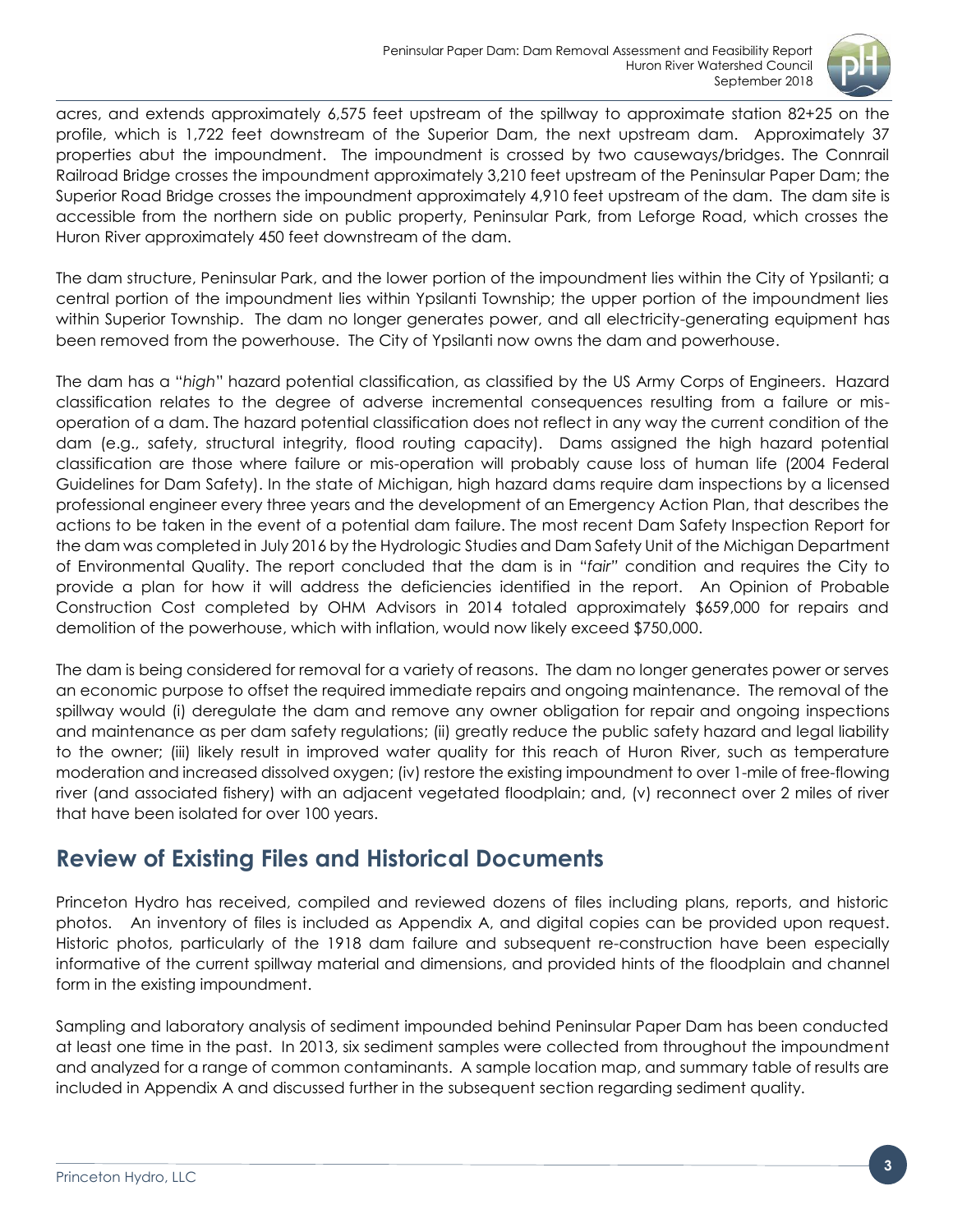acres, and extends approximately 6,575 feet upstream of the spillway to approximate station 82+25 on the profile, which is 1,722 feet downstream of the Superior Dam, the next upstream dam. Approximately 37 properties abut the impoundment. The impoundment is crossed by two causeways/bridges. The Connrail Railroad Bridge crosses the impoundment approximately 3,210 feet upstream of the Peninsular Paper Dam; the Superior Road Bridge crosses the impoundment approximately 4,910 feet upstream of the dam. The dam site is accessible from the northern side on public property, Peninsular Park, from Leforge Road, which crosses the Huron River approximately 450 feet downstream of the dam.

The dam structure, Peninsular Park, and the lower portion of the impoundment lies within the City of Ypsilanti; a central portion of the impoundment lies within Ypsilanti Township; the upper portion of the impoundment lies within Superior Township. The dam no longer generates power, and all electricity-generating equipment has been removed from the powerhouse. The City of Ypsilanti now owns the dam and powerhouse.

The dam has a "*high*" hazard potential classification, as classified by the US Army Corps of Engineers. Hazard classification relates to the degree of adverse incremental consequences resulting from a failure or mis-operation of a dam. The hazard potential classification does not reflect in any way the current condition of the dam (e.g., safety, structural integrity, flood routing capacity). Dams assigned the high hazard potential classification are those where failure or mis-operation will probably cause loss of human life (2004 Federal Guidelines for Dam Safety). In the state of Michigan, high hazard dams require dam inspections by a licensed professional engineer every three years and the development of an Emergency Action Plan, that describes the actions to be taken in the event of a potential dam failure. The most recent Dam Safety Inspection Report for the dam was completed in July 2016 by the Hydrologic Studies and Dam Safety Unit of the Michigan Department of Environmental Quality. The report concluded that the dam is in "*fair*" condition and requires the City to provide a plan for how it will address the deficiencies identified in the report. An Opinion of Probable Construction Cost completed by OHM Advisors in 2014 totaled approximately $659,000 for repairs and demolition of the powerhouse, which with inflation, would now likely exceed $750,000.

The dam is being considered for removal for a variety of reasons. The dam no longer generates power or serves an economic purpose to offset the required immediate repairs and ongoing maintenance. The removal of the spillway would (i) deregulate the dam and remove any owner obligation for repair and ongoing inspections and maintenance as per dam safety regulations; (ii) greatly reduce the public safety hazard and legal liability to the owner; (iii) likely result in improved water quality for this reach of Huron River, such as temperature moderation and increased dissolved oxygen; (iv) restore the existing impoundment to over 1-mile of free-flowing river (and associated fishery) with an adjacent vegetated floodplain; and, (v) reconnect over 2 miles of river that have been isolated for over 100 years.

## Review of Existing Files and Historical Documents

Princeton Hydro has received, compiled and reviewed dozens of files including plans, reports, and historic photos. An inventory of files is included as Appendix A, and digital copies can be provided upon request. Historic photos, particularly of the 1918 dam failure and subsequent re-construction have been especially informative of the current spillway material and dimensions, and provided hints of the floodplain and channel form in the existing impoundment.

Sampling and laboratory analysis of sediment impounded behind Peninsular Paper Dam has been conducted at least one time in the past. In 2013, six sediment samples were collected from throughout the impoundment and analyzed for a range of common contaminants. A sample location map, and summary table of results are included in Appendix A and discussed further in the subsequent section regarding sediment quality.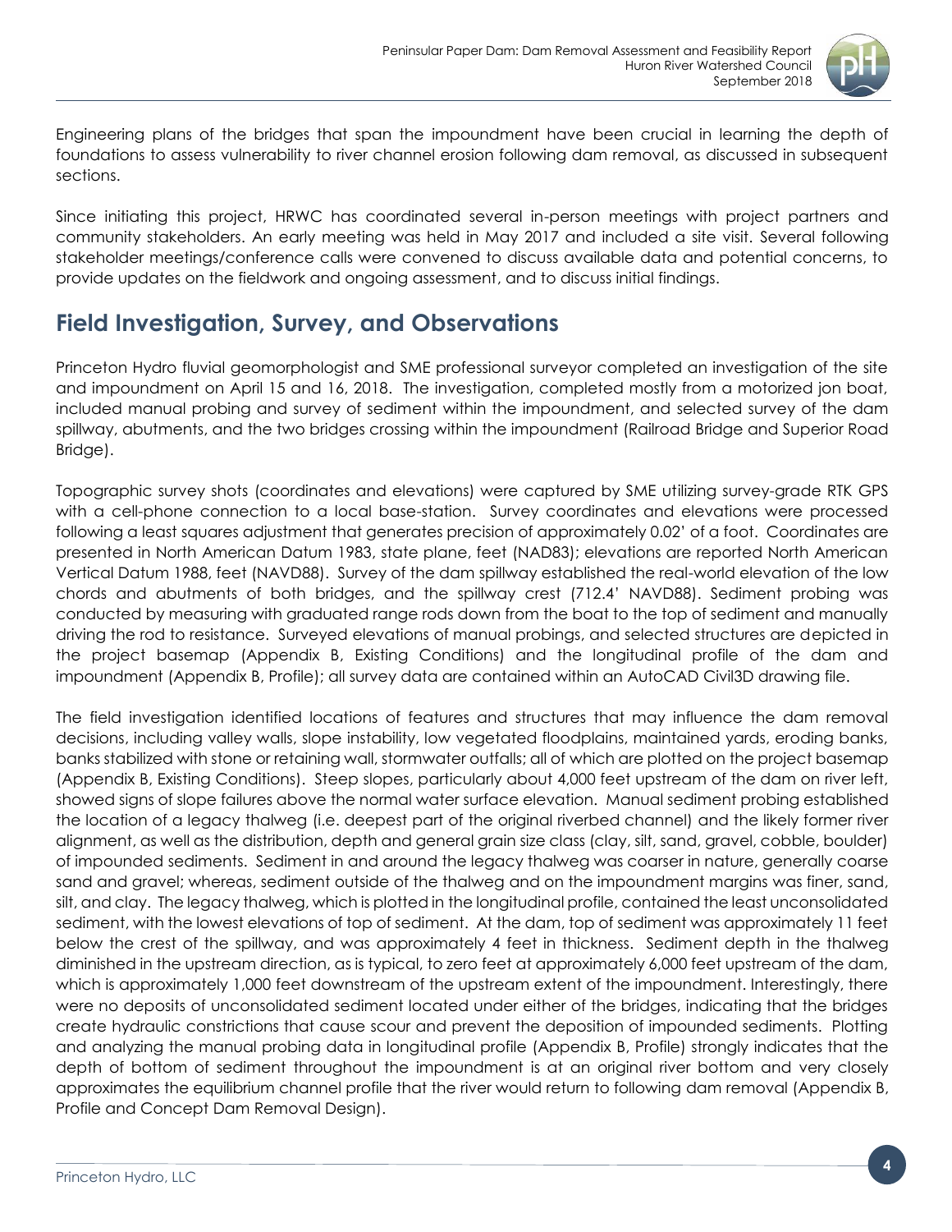Engineering plans of the bridges that span the impoundment have been crucial in learning the depth of foundations to assess vulnerability to river channel erosion following dam removal, as discussed in subsequent sections.

Since initiating this project, HRWC has coordinated several in-person meetings with project partners and community stakeholders. An early meeting was held in May 2017 and included a site visit. Several following stakeholder meetings/conference calls were convened to discuss available data and potential concerns, to provide updates on the fieldwork and ongoing assessment, and to discuss initial findings.

## Field Investigation, Survey, and Observations

Princeton Hydro fluvial geomorphologist and SME professional surveyor completed an investigation of the site and impoundment on April 15 and 16, 2018. The investigation, completed mostly from a motorized jon boat, included manual probing and survey of sediment within the impoundment, and selected survey of the dam spillway, abutments, and the two bridges crossing within the impoundment (Railroad Bridge and Superior Road Bridge).

Topographic survey shots (coordinates and elevations) were captured by SME utilizing survey-grade RTK GPS with a cell-phone connection to a local base-station. Survey coordinates and elevations were processed following a least squares adjustment that generates precision of approximately 0.02' of a foot. Coordinates are presented in North American Datum 1983, state plane, feet (NAD83); elevations are reported North American Vertical Datum 1988, feet (NAVD88). Survey of the dam spillway established the real-world elevation of the low chords and abutments of both bridges, and the spillway crest (712.4' NAVD88). Sediment probing was conducted by measuring with graduated range rods down from the boat to the top of sediment and manually driving the rod to resistance. Surveyed elevations of manual probings, and selected structures are depicted in the project basemap (Appendix B, Existing Conditions) and the longitudinal profile of the dam and impoundment (Appendix B, Profile); all survey data are contained within an AutoCAD Civil3D drawing file.

The field investigation identified locations of features and structures that may influence the dam removal decisions, including valley walls, slope instability, low vegetated floodplains, maintained yards, eroding banks, banks stabilized with stone or retaining wall, stormwater outfalls; all of which are plotted on the project basemap (Appendix B, Existing Conditions). Steep slopes, particularly about 4,000 feet upstream of the dam on river left, showed signs of slope failures above the normal water surface elevation. Manual sediment probing established the location of a legacy thalweg (i.e. deepest part of the original riverbed channel) and the likely former river alignment, as well as the distribution, depth and general grain size class (clay, silt, sand, gravel, cobble, boulder) of impounded sediments. Sediment in and around the legacy thalweg was coarser in nature, generally coarse sand and gravel; whereas, sediment outside of the thalweg and on the impoundment margins was finer, sand, silt, and clay. The legacy thalweg, which is plotted in the longitudinal profile, contained the least unconsolidated sediment, with the lowest elevations of top of sediment. At the dam, top of sediment was approximately 11 feet below the crest of the spillway, and was approximately 4 feet in thickness. Sediment depth in the thalweg diminished in the upstream direction, as is typical, to zero feet at approximately 6,000 feet upstream of the dam, which is approximately 1,000 feet downstream of the upstream extent of the impoundment. Interestingly, there were no deposits of unconsolidated sediment located under either of the bridges, indicating that the bridges create hydraulic constrictions that cause scour and prevent the deposition of impounded sediments. Plotting and analyzing the manual probing data in longitudinal profile (Appendix B, Profile) strongly indicates that the depth of bottom of sediment throughout the impoundment is at an original river bottom and very closely approximates the equilibrium channel profile that the river would return to following dam removal (Appendix B, Profile and Concept Dam Removal Design).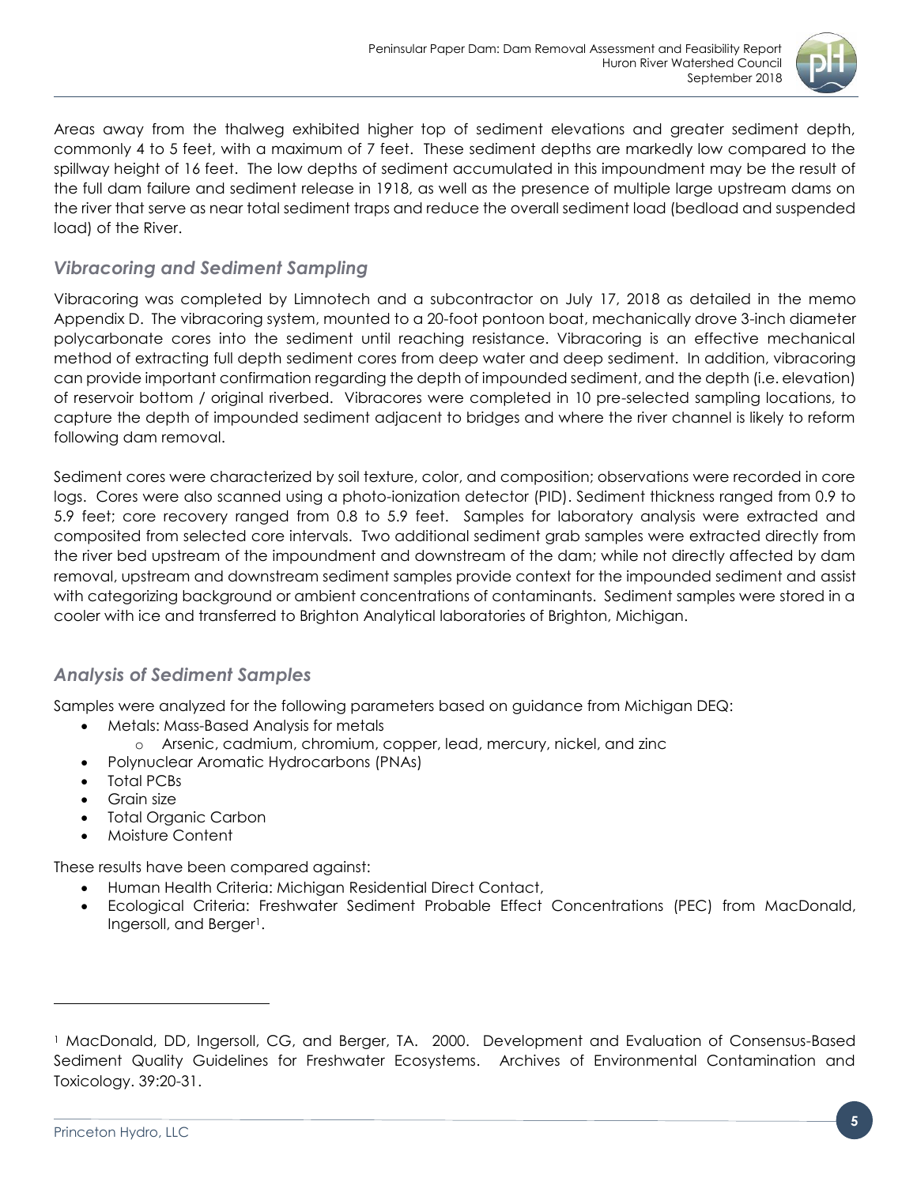Areas away from the thalweg exhibited higher top of sediment elevations and greater sediment depth, commonly 4 to 5 feet, with a maximum of 7 feet. These sediment depths are markedly low compared to the spillway height of 16 feet. The low depths of sediment accumulated in this impoundment may be the result of the full dam failure and sediment release in 1918, as well as the presence of multiple large upstream dams on the river that serve as near total sediment traps and reduce the overall sediment load (bedload and suspended load) of the River.

## *Vibracoring and Sediment Sampling*

Vibracoring was completed by Limnotech and a subcontractor on July 17, 2018 as detailed in the memo Appendix D. The vibracoring system, mounted to a 20-foot pontoon boat, mechanically drove 3-inch diameter polycarbonate cores into the sediment until reaching resistance. Vibracoring is an effective mechanical method of extracting full depth sediment cores from deep water and deep sediment. In addition, vibracoring can provide important confirmation regarding the depth of impounded sediment, and the depth (i.e. elevation) of reservoir bottom / original riverbed. Vibracores were completed in 10 pre-selected sampling locations, to capture the depth of impounded sediment adjacent to bridges and where the river channel is likely to reform following dam removal.

Sediment cores were characterized by soil texture, color, and composition; observations were recorded in core logs. Cores were also scanned using a photo-ionization detector (PID). Sediment thickness ranged from 0.9 to 5.9 feet; core recovery ranged from 0.8 to 5.9 feet. Samples for laboratory analysis were extracted and composited from selected core intervals. Two additional sediment grab samples were extracted directly from the river bed upstream of the impoundment and downstream of the dam; while not directly affected by dam removal, upstream and downstream sediment samples provide context for the impounded sediment and assist with categorizing background or ambient concentrations of contaminants. Sediment samples were stored in a cooler with ice and transferred to Brighton Analytical laboratories of Brighton, Michigan.

## *Analysis of Sediment Samples*

Samples were analyzed for the following parameters based on guidance from Michigan DEQ:

- Metals: Mass-Based Analysis for metals
  - Arsenic, cadmium, chromium, copper, lead, mercury, nickel, and zinc
- Polynuclear Aromatic Hydrocarbons (PNAs)
- Total PCBs
- Grain size
- Total Organic Carbon
- Moisture Content

These results have been compared against:

- Human Health Criteria: Michigan Residential Direct Contact,
- Ecological Criteria: Freshwater Sediment Probable Effect Concentrations (PEC) from MacDonald, Ingersoll, and Berger[1].

---

[1] MacDonald, DD, Ingersoll, CG, and Berger, TA. 2000. Development and Evaluation of Consensus-Based Sediment Quality Guidelines for Freshwater Ecosystems. Archives of Environmental Contamination and Toxicology. 39:20-31.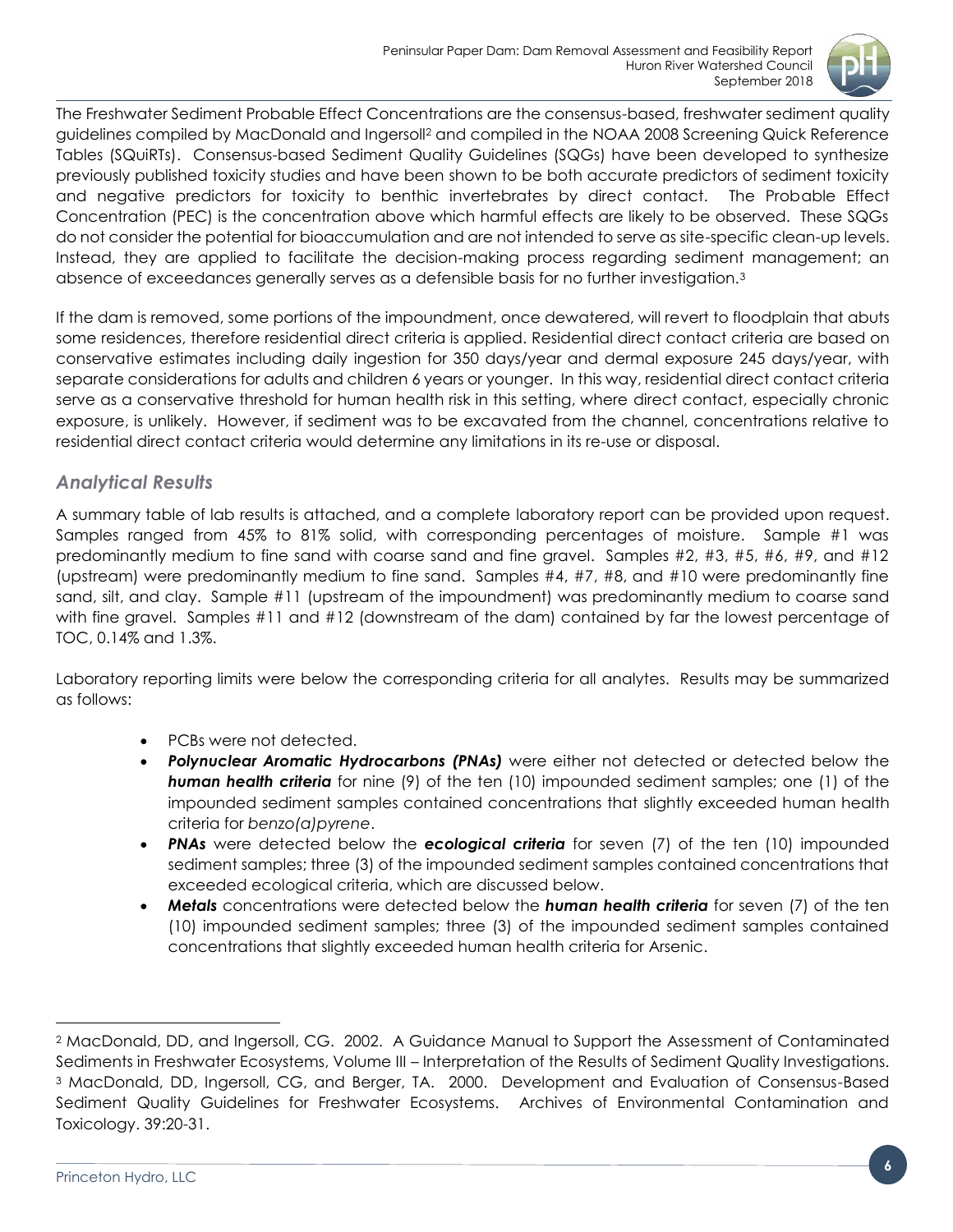The Freshwater Sediment Probable Effect Concentrations are the consensus-based, freshwater sediment quality guidelines compiled by MacDonald and Ingersoll[2] and compiled in the NOAA 2008 Screening Quick Reference Tables (SQuiRTs). Consensus-based Sediment Quality Guidelines (SQGs) have been developed to synthesize previously published toxicity studies and have been shown to be both accurate predictors of sediment toxicity and negative predictors for toxicity to benthic invertebrates by direct contact. The Probable Effect Concentration (PEC) is the concentration above which harmful effects are likely to be observed. These SQGs do not consider the potential for bioaccumulation and are not intended to serve as site-specific clean-up levels. Instead, they are applied to facilitate the decision-making process regarding sediment management; an absence of exceedances generally serves as a defensible basis for no further investigation.[3]

If the dam is removed, some portions of the impoundment, once dewatered, will revert to floodplain that abuts some residences, therefore residential direct criteria is applied. Residential direct contact criteria are based on conservative estimates including daily ingestion for 350 days/year and dermal exposure 245 days/year, with separate considerations for adults and children 6 years or younger. In this way, residential direct contact criteria serve as a conservative threshold for human health risk in this setting, where direct contact, especially chronic exposure, is unlikely. However, if sediment was to be excavated from the channel, concentrations relative to residential direct contact criteria would determine any limitations in its re-use or disposal.

### *Analytical Results*

A summary table of lab results is attached, and a complete laboratory report can be provided upon request. Samples ranged from 45% to 81% solid, with corresponding percentages of moisture. Sample #1 was predominantly medium to fine sand with coarse sand and fine gravel. Samples #2, #3, #5, #6, #9, and #12 (upstream) were predominantly medium to fine sand. Samples #4, #7, #8, and #10 were predominantly fine sand, silt, and clay. Sample #11 (upstream of the impoundment) was predominantly medium to coarse sand with fine gravel. Samples #11 and #12 (downstream of the dam) contained by far the lowest percentage of TOC, 0.14% and 1.3%.

Laboratory reporting limits were below the corresponding criteria for all analytes. Results may be summarized as follows:

- PCBs were not detected.
- ***Polynuclear Aromatic Hydrocarbons (PNAs)*** were either not detected or detected below the ***human health criteria*** for nine (9) of the ten (10) impounded sediment samples; one (1) of the impounded sediment samples contained concentrations that slightly exceeded human health criteria for *benzo(a)pyrene*.
- ***PNAs*** were detected below the ***ecological criteria*** for seven (7) of the ten (10) impounded sediment samples; three (3) of the impounded sediment samples contained concentrations that exceeded ecological criteria, which are discussed below.
- ***Metals*** concentrations were detected below the ***human health criteria*** for seven (7) of the ten (10) impounded sediment samples; three (3) of the impounded sediment samples contained concentrations that slightly exceeded human health criteria for Arsenic.

---

[2] MacDonald, DD, and Ingersoll, CG. 2002. A Guidance Manual to Support the Assessment of Contaminated Sediments in Freshwater Ecosystems, Volume III – Interpretation of the Results of Sediment Quality Investigations.

[3] MacDonald, DD, Ingersoll, CG, and Berger, TA. 2000. Development and Evaluation of Consensus-Based Sediment Quality Guidelines for Freshwater Ecosystems. Archives of Environmental Contamination and Toxicology. 39:20-31.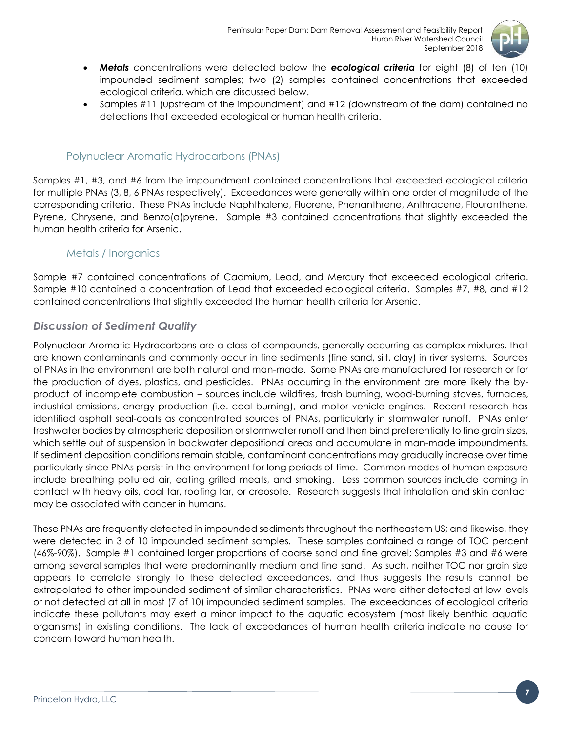- ***Metals*** concentrations were detected below the ***ecological criteria*** for eight (8) of ten (10) impounded sediment samples; two (2) samples contained concentrations that exceeded ecological criteria, which are discussed below.
- Samples #11 (upstream of the impoundment) and #12 (downstream of the dam) contained no detections that exceeded ecological or human health criteria.

### Polynuclear Aromatic Hydrocarbons (PNAs)

Samples #1, #3, and #6 from the impoundment contained concentrations that exceeded ecological criteria for multiple PNAs (3, 8, 6 PNAs respectively). Exceedances were generally within one order of magnitude of the corresponding criteria. These PNAs include Naphthalene, Fluorene, Phenanthrene, Anthracene, Flouranthene, Pyrene, Chrysene, and Benzo(a)pyrene. Sample #3 contained concentrations that slightly exceeded the human health criteria for Arsenic.

### Metals / Inorganics

Sample #7 contained concentrations of Cadmium, Lead, and Mercury that exceeded ecological criteria. Sample #10 contained a concentration of Lead that exceeded ecological criteria. Samples #7, #8, and #12 contained concentrations that slightly exceeded the human health criteria for Arsenic.

## *Discussion of Sediment Quality*

Polynuclear Aromatic Hydrocarbons are a class of compounds, generally occurring as complex mixtures, that are known contaminants and commonly occur in fine sediments (fine sand, silt, clay) in river systems. Sources of PNAs in the environment are both natural and man-made. Some PNAs are manufactured for research or for the production of dyes, plastics, and pesticides. PNAs occurring in the environment are more likely the by-product of incomplete combustion – sources include wildfires, trash burning, wood-burning stoves, furnaces, industrial emissions, energy production (i.e. coal burning), and motor vehicle engines. Recent research has identified asphalt seal-coats as concentrated sources of PNAs, particularly in stormwater runoff. PNAs enter freshwater bodies by atmospheric deposition or stormwater runoff and then bind preferentially to fine grain sizes, which settle out of suspension in backwater depositional areas and accumulate in man-made impoundments. If sediment deposition conditions remain stable, contaminant concentrations may gradually increase over time particularly since PNAs persist in the environment for long periods of time. Common modes of human exposure include breathing polluted air, eating grilled meats, and smoking. Less common sources include coming in contact with heavy oils, coal tar, roofing tar, or creosote. Research suggests that inhalation and skin contact may be associated with cancer in humans.

These PNAs are frequently detected in impounded sediments throughout the northeastern US; and likewise, they were detected in 3 of 10 impounded sediment samples. These samples contained a range of TOC percent (46%-90%). Sample #1 contained larger proportions of coarse sand and fine gravel; Samples #3 and #6 were among several samples that were predominantly medium and fine sand. As such, neither TOC nor grain size appears to correlate strongly to these detected exceedances, and thus suggests the results cannot be extrapolated to other impounded sediment of similar characteristics. PNAs were either detected at low levels or not detected at all in most (7 of 10) impounded sediment samples. The exceedances of ecological criteria indicate these pollutants may exert a minor impact to the aquatic ecosystem (most likely benthic aquatic organisms) in existing conditions. The lack of exceedances of human health criteria indicate no cause for concern toward human health.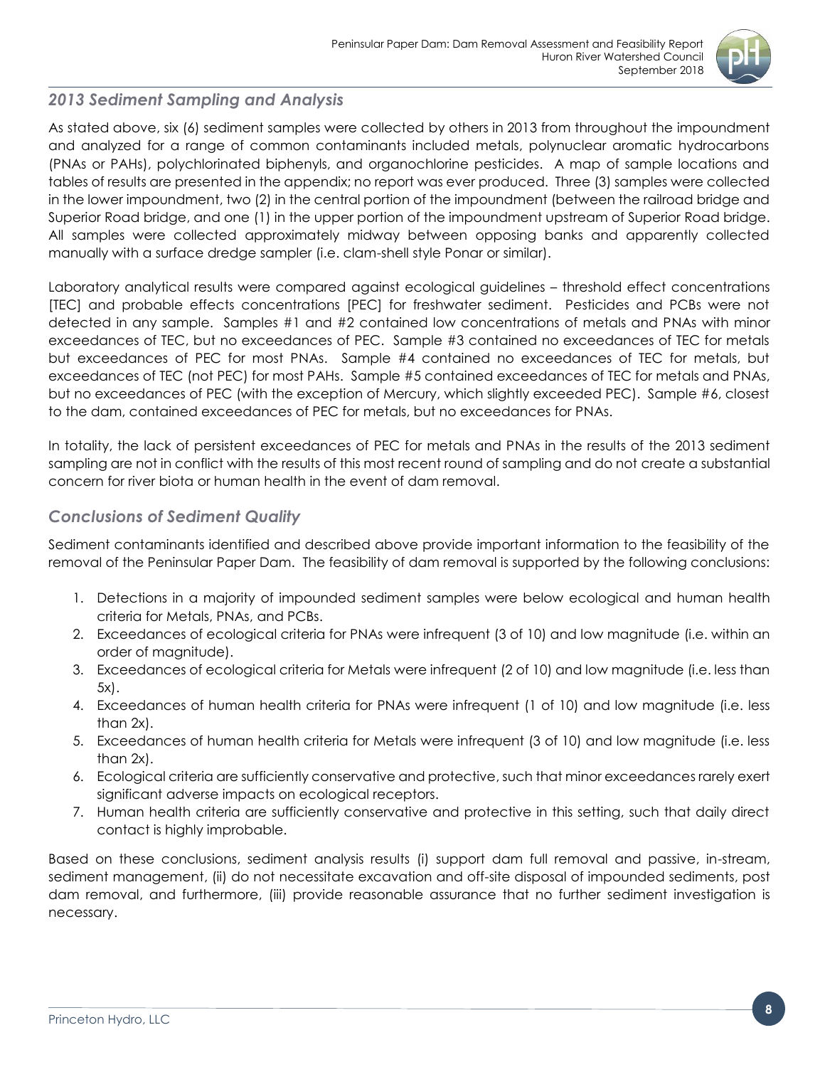### *2013 Sediment Sampling and Analysis*

As stated above, six (6) sediment samples were collected by others in 2013 from throughout the impoundment and analyzed for a range of common contaminants included metals, polynuclear aromatic hydrocarbons (PNAs or PAHs), polychlorinated biphenyls, and organochlorine pesticides. A map of sample locations and tables of results are presented in the appendix; no report was ever produced. Three (3) samples were collected in the lower impoundment, two (2) in the central portion of the impoundment (between the railroad bridge and Superior Road bridge, and one (1) in the upper portion of the impoundment upstream of Superior Road bridge. All samples were collected approximately midway between opposing banks and apparently collected manually with a surface dredge sampler (i.e. clam-shell style Ponar or similar).

Laboratory analytical results were compared against ecological guidelines – threshold effect concentrations [TEC] and probable effects concentrations [PEC] for freshwater sediment. Pesticides and PCBs were not detected in any sample. Samples #1 and #2 contained low concentrations of metals and PNAs with minor exceedances of TEC, but no exceedances of PEC. Sample #3 contained no exceedances of TEC for metals but exceedances of PEC for most PNAs. Sample #4 contained no exceedances of TEC for metals, but exceedances of TEC (not PEC) for most PAHs. Sample #5 contained exceedances of TEC for metals and PNAs, but no exceedances of PEC (with the exception of Mercury, which slightly exceeded PEC). Sample #6, closest to the dam, contained exceedances of PEC for metals, but no exceedances for PNAs.

In totality, the lack of persistent exceedances of PEC for metals and PNAs in the results of the 2013 sediment sampling are not in conflict with the results of this most recent round of sampling and do not create a substantial concern for river biota or human health in the event of dam removal.

### *Conclusions of Sediment Quality*

Sediment contaminants identified and described above provide important information to the feasibility of the removal of the Peninsular Paper Dam. The feasibility of dam removal is supported by the following conclusions:

1. Detections in a majority of impounded sediment samples were below ecological and human health criteria for Metals, PNAs, and PCBs.
2. Exceedances of ecological criteria for PNAs were infrequent (3 of 10) and low magnitude (i.e. within an order of magnitude).
3. Exceedances of ecological criteria for Metals were infrequent (2 of 10) and low magnitude (i.e. less than 5x).
4. Exceedances of human health criteria for PNAs were infrequent (1 of 10) and low magnitude (i.e. less than 2x).
5. Exceedances of human health criteria for Metals were infrequent (3 of 10) and low magnitude (i.e. less than 2x).
6. Ecological criteria are sufficiently conservative and protective, such that minor exceedances rarely exert significant adverse impacts on ecological receptors.
7. Human health criteria are sufficiently conservative and protective in this setting, such that daily direct contact is highly improbable.

Based on these conclusions, sediment analysis results (i) support dam full removal and passive, in-stream, sediment management, (ii) do not necessitate excavation and off-site disposal of impounded sediments, post dam removal, and furthermore, (iii) provide reasonable assurance that no further sediment investigation is necessary.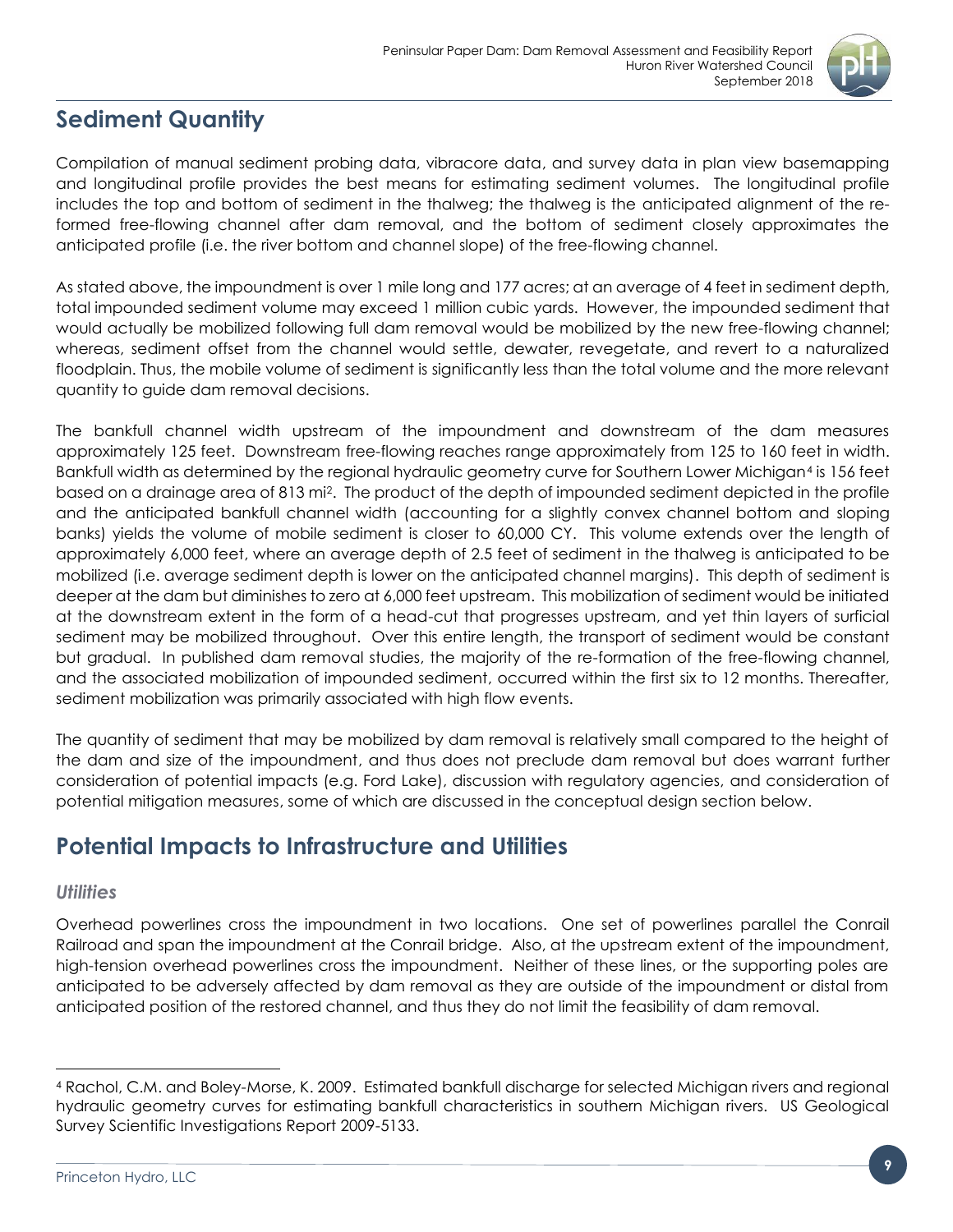## Sediment Quantity

Compilation of manual sediment probing data, vibracore data, and survey data in plan view basemapping and longitudinal profile provides the best means for estimating sediment volumes. The longitudinal profile includes the top and bottom of sediment in the thalweg; the thalweg is the anticipated alignment of the re-formed free-flowing channel after dam removal, and the bottom of sediment closely approximates the anticipated profile (i.e. the river bottom and channel slope) of the free-flowing channel.

As stated above, the impoundment is over 1 mile long and 177 acres; at an average of 4 feet in sediment depth, total impounded sediment volume may exceed 1 million cubic yards. However, the impounded sediment that would actually be mobilized following full dam removal would be mobilized by the new free-flowing channel; whereas, sediment offset from the channel would settle, dewater, revegetate, and revert to a naturalized floodplain. Thus, the mobile volume of sediment is significantly less than the total volume and the more relevant quantity to guide dam removal decisions.

The bankfull channel width upstream of the impoundment and downstream of the dam measures approximately 125 feet. Downstream free-flowing reaches range approximately from 125 to 160 feet in width. Bankfull width as determined by the regional hydraulic geometry curve for Southern Lower Michigan[4] is 156 feet based on a drainage area of 813 $mi^2$. The product of the depth of impounded sediment depicted in the profile and the anticipated bankfull channel width (accounting for a slightly convex channel bottom and sloping banks) yields the volume of mobile sediment is closer to 60,000 CY. This volume extends over the length of approximately 6,000 feet, where an average depth of 2.5 feet of sediment in the thalweg is anticipated to be mobilized (i.e. average sediment depth is lower on the anticipated channel margins). This depth of sediment is deeper at the dam but diminishes to zero at 6,000 feet upstream. This mobilization of sediment would be initiated at the downstream extent in the form of a head-cut that progresses upstream, and yet thin layers of surficial sediment may be mobilized throughout. Over this entire length, the transport of sediment would be constant but gradual. In published dam removal studies, the majority of the re-formation of the free-flowing channel, and the associated mobilization of impounded sediment, occurred within the first six to 12 months. Thereafter, sediment mobilization was primarily associated with high flow events.

The quantity of sediment that may be mobilized by dam removal is relatively small compared to the height of the dam and size of the impoundment, and thus does not preclude dam removal but does warrant further consideration of potential impacts (e.g. Ford Lake), discussion with regulatory agencies, and consideration of potential mitigation measures, some of which are discussed in the conceptual design section below.

## Potential Impacts to Infrastructure and Utilities

### *Utilities*

Overhead powerlines cross the impoundment in two locations. One set of powerlines parallel the Conrail Railroad and span the impoundment at the Conrail bridge. Also, at the upstream extent of the impoundment, high-tension overhead powerlines cross the impoundment. Neither of these lines, or the supporting poles are anticipated to be adversely affected by dam removal as they are outside of the impoundment or distal from anticipated position of the restored channel, and thus they do not limit the feasibility of dam removal.

---

[4] Rachol, C.M. and Boley-Morse, K. 2009. Estimated bankfull discharge for selected Michigan rivers and regional hydraulic geometry curves for estimating bankfull characteristics in southern Michigan rivers. US Geological Survey Scientific Investigations Report 2009-5133.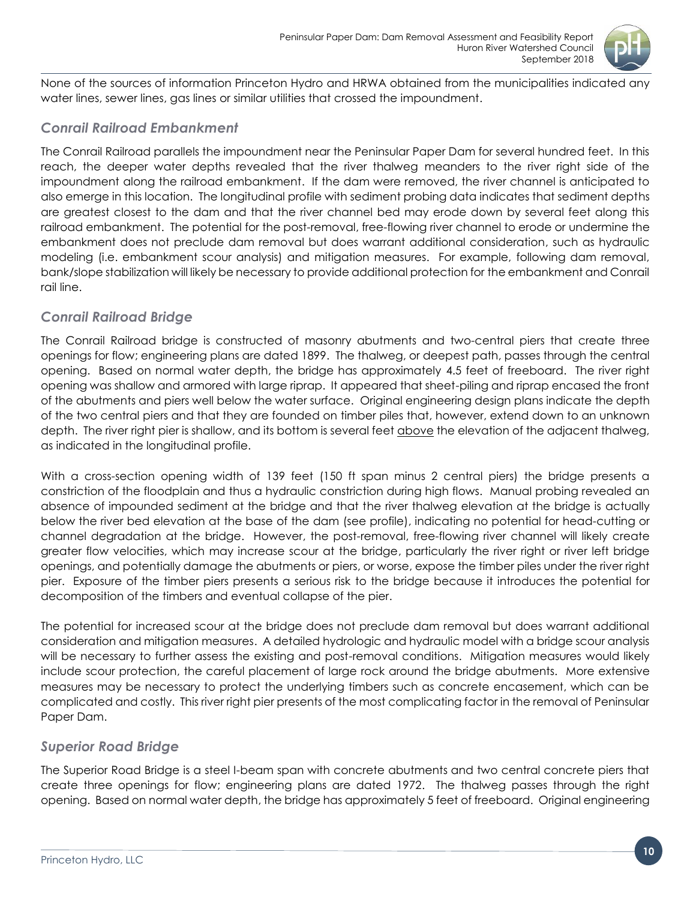None of the sources of information Princeton Hydro and HRWA obtained from the municipalities indicated any water lines, sewer lines, gas lines or similar utilities that crossed the impoundment.

### *Conrail Railroad Embankment*

The Conrail Railroad parallels the impoundment near the Peninsular Paper Dam for several hundred feet. In this reach, the deeper water depths revealed that the river thalweg meanders to the river right side of the impoundment along the railroad embankment. If the dam were removed, the river channel is anticipated to also emerge in this location. The longitudinal profile with sediment probing data indicates that sediment depths are greatest closest to the dam and that the river channel bed may erode down by several feet along this railroad embankment. The potential for the post-removal, free-flowing river channel to erode or undermine the embankment does not preclude dam removal but does warrant additional consideration, such as hydraulic modeling (i.e. embankment scour analysis) and mitigation measures. For example, following dam removal, bank/slope stabilization will likely be necessary to provide additional protection for the embankment and Conrail rail line.

### *Conrail Railroad Bridge*

The Conrail Railroad bridge is constructed of masonry abutments and two-central piers that create three openings for flow; engineering plans are dated 1899. The thalweg, or deepest path, passes through the central opening. Based on normal water depth, the bridge has approximately 4.5 feet of freeboard. The river right opening was shallow and armored with large riprap. It appeared that sheet-piling and riprap encased the front of the abutments and piers well below the water surface. Original engineering design plans indicate the depth of the two central piers and that they are founded on timber piles that, however, extend down to an unknown depth. The river right pier is shallow, and its bottom is several feet <u>above</u> the elevation of the adjacent thalweg, as indicated in the longitudinal profile.

With a cross-section opening width of 139 feet (150 ft span minus 2 central piers) the bridge presents a constriction of the floodplain and thus a hydraulic constriction during high flows. Manual probing revealed an absence of impounded sediment at the bridge and that the river thalweg elevation at the bridge is actually below the river bed elevation at the base of the dam (see profile), indicating no potential for head-cutting or channel degradation at the bridge. However, the post-removal, free-flowing river channel will likely create greater flow velocities, which may increase scour at the bridge, particularly the river right or river left bridge openings, and potentially damage the abutments or piers, or worse, expose the timber piles under the river right pier. Exposure of the timber piers presents a serious risk to the bridge because it introduces the potential for decomposition of the timbers and eventual collapse of the pier.

The potential for increased scour at the bridge does not preclude dam removal but does warrant additional consideration and mitigation measures. A detailed hydrologic and hydraulic model with a bridge scour analysis will be necessary to further assess the existing and post-removal conditions. Mitigation measures would likely include scour protection, the careful placement of large rock around the bridge abutments. More extensive measures may be necessary to protect the underlying timbers such as concrete encasement, which can be complicated and costly. This river right pier presents of the most complicating factor in the removal of Peninsular Paper Dam.

### *Superior Road Bridge*

The Superior Road Bridge is a steel I-beam span with concrete abutments and two central concrete piers that create three openings for flow; engineering plans are dated 1972. The thalweg passes through the right opening. Based on normal water depth, the bridge has approximately 5 feet of freeboard. Original engineering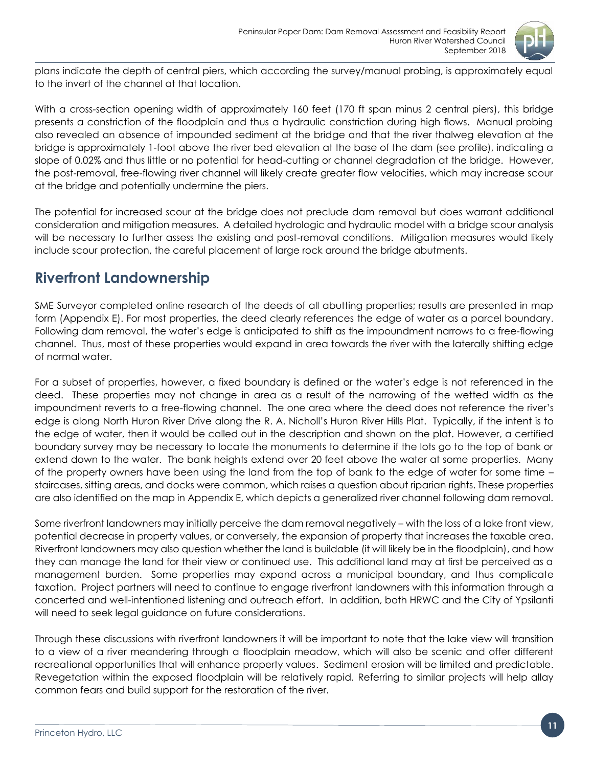plans indicate the depth of central piers, which according the survey/manual probing, is approximately equal to the invert of the channel at that location.

With a cross-section opening width of approximately 160 feet (170 ft span minus 2 central piers), this bridge presents a constriction of the floodplain and thus a hydraulic constriction during high flows. Manual probing also revealed an absence of impounded sediment at the bridge and that the river thalweg elevation at the bridge is approximately 1-foot above the river bed elevation at the base of the dam (see profile), indicating a slope of 0.02% and thus little or no potential for head-cutting or channel degradation at the bridge. However, the post-removal, free-flowing river channel will likely create greater flow velocities, which may increase scour at the bridge and potentially undermine the piers.

The potential for increased scour at the bridge does not preclude dam removal but does warrant additional consideration and mitigation measures. A detailed hydrologic and hydraulic model with a bridge scour analysis will be necessary to further assess the existing and post-removal conditions. Mitigation measures would likely include scour protection, the careful placement of large rock around the bridge abutments.

## Riverfront Landownership

SME Surveyor completed online research of the deeds of all abutting properties; results are presented in map form (Appendix E). For most properties, the deed clearly references the edge of water as a parcel boundary. Following dam removal, the water's edge is anticipated to shift as the impoundment narrows to a free-flowing channel. Thus, most of these properties would expand in area towards the river with the laterally shifting edge of normal water.

For a subset of properties, however, a fixed boundary is defined or the water's edge is not referenced in the deed. These properties may not change in area as a result of the narrowing of the wetted width as the impoundment reverts to a free-flowing channel. The one area where the deed does not reference the river's edge is along North Huron River Drive along the R. A. Nicholl's Huron River Hills Plat. Typically, if the intent is to the edge of water, then it would be called out in the description and shown on the plat. However, a certified boundary survey may be necessary to locate the monuments to determine if the lots go to the top of bank or extend down to the water. The bank heights extend over 20 feet above the water at some properties. Many of the property owners have been using the land from the top of bank to the edge of water for some time – staircases, sitting areas, and docks were common, which raises a question about riparian rights. These properties are also identified on the map in Appendix E, which depicts a generalized river channel following dam removal.

Some riverfront landowners may initially perceive the dam removal negatively – with the loss of a lake front view, potential decrease in property values, or conversely, the expansion of property that increases the taxable area. Riverfront landowners may also question whether the land is buildable (it will likely be in the floodplain), and how they can manage the land for their view or continued use. This additional land may at first be perceived as a management burden. Some properties may expand across a municipal boundary, and thus complicate taxation. Project partners will need to continue to engage riverfront landowners with this information through a concerted and well-intentioned listening and outreach effort. In addition, both HRWC and the City of Ypsilanti will need to seek legal guidance on future considerations.

Through these discussions with riverfront landowners it will be important to note that the lake view will transition to a view of a river meandering through a floodplain meadow, which will also be scenic and offer different recreational opportunities that will enhance property values. Sediment erosion will be limited and predictable. Revegetation within the exposed floodplain will be relatively rapid. Referring to similar projects will help allay common fears and build support for the restoration of the river.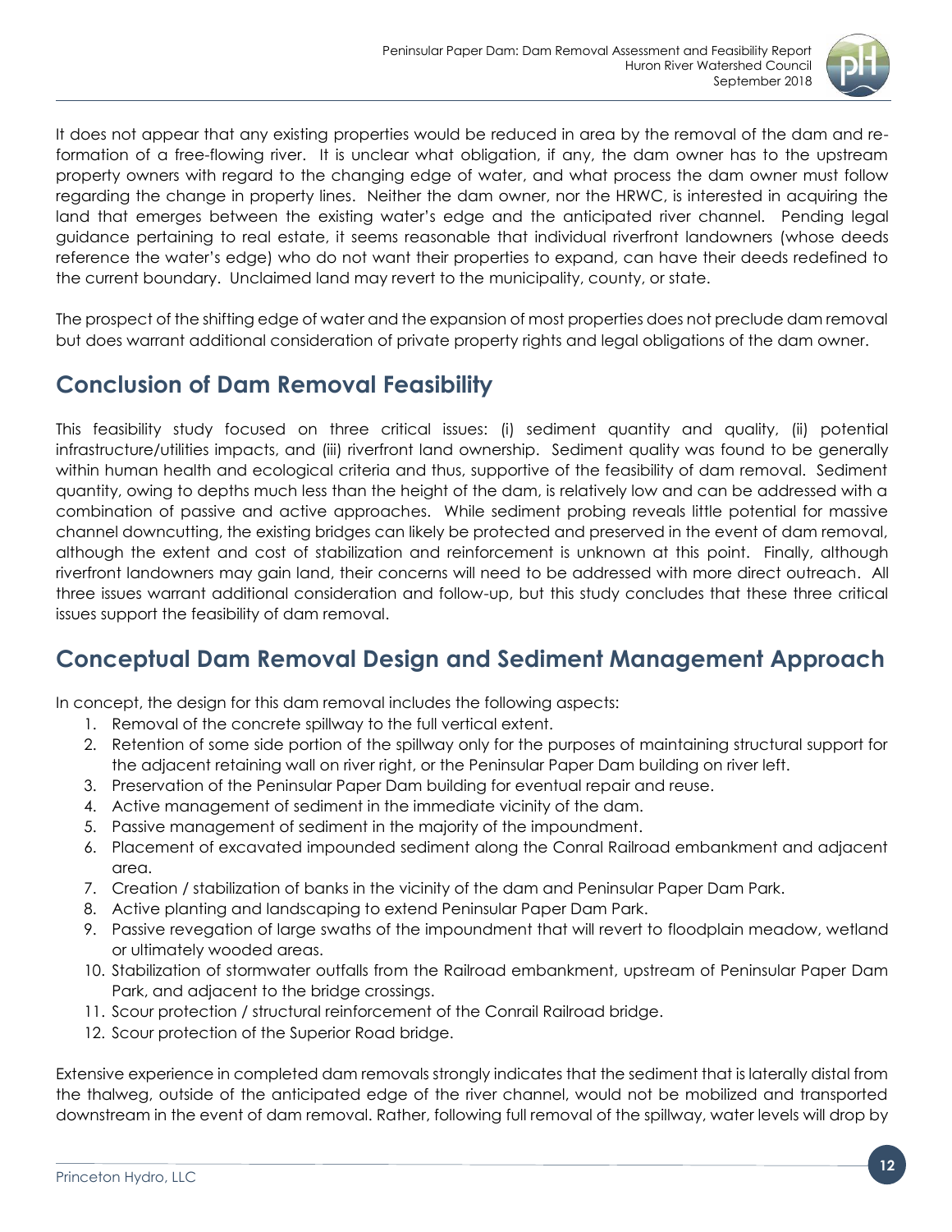It does not appear that any existing properties would be reduced in area by the removal of the dam and re-formation of a free-flowing river. It is unclear what obligation, if any, the dam owner has to the upstream property owners with regard to the changing edge of water, and what process the dam owner must follow regarding the change in property lines. Neither the dam owner, nor the HRWC, is interested in acquiring the land that emerges between the existing water's edge and the anticipated river channel. Pending legal guidance pertaining to real estate, it seems reasonable that individual riverfront landowners (whose deeds reference the water's edge) who do not want their properties to expand, can have their deeds redefined to the current boundary. Unclaimed land may revert to the municipality, county, or state.

The prospect of the shifting edge of water and the expansion of most properties does not preclude dam removal but does warrant additional consideration of private property rights and legal obligations of the dam owner.

## Conclusion of Dam Removal Feasibility

This feasibility study focused on three critical issues: (i) sediment quantity and quality, (ii) potential infrastructure/utilities impacts, and (iii) riverfront land ownership. Sediment quality was found to be generally within human health and ecological criteria and thus, supportive of the feasibility of dam removal. Sediment quantity, owing to depths much less than the height of the dam, is relatively low and can be addressed with a combination of passive and active approaches. While sediment probing reveals little potential for massive channel downcutting, the existing bridges can likely be protected and preserved in the event of dam removal, although the extent and cost of stabilization and reinforcement is unknown at this point. Finally, although riverfront landowners may gain land, their concerns will need to be addressed with more direct outreach. All three issues warrant additional consideration and follow-up, but this study concludes that these three critical issues support the feasibility of dam removal.

## Conceptual Dam Removal Design and Sediment Management Approach

In concept, the design for this dam removal includes the following aspects:

1. Removal of the concrete spillway to the full vertical extent.
2. Retention of some side portion of the spillway only for the purposes of maintaining structural support for the adjacent retaining wall on river right, or the Peninsular Paper Dam building on river left.
3. Preservation of the Peninsular Paper Dam building for eventual repair and reuse.
4. Active management of sediment in the immediate vicinity of the dam.
5. Passive management of sediment in the majority of the impoundment.
6. Placement of excavated impounded sediment along the Conral Railroad embankment and adjacent area.
7. Creation / stabilization of banks in the vicinity of the dam and Peninsular Paper Dam Park.
8. Active planting and landscaping to extend Peninsular Paper Dam Park.
9. Passive revegation of large swaths of the impoundment that will revert to floodplain meadow, wetland or ultimately wooded areas.
10. Stabilization of stormwater outfalls from the Railroad embankment, upstream of Peninsular Paper Dam Park, and adjacent to the bridge crossings.
11. Scour protection / structural reinforcement of the Conrail Railroad bridge.
12. Scour protection of the Superior Road bridge.

Extensive experience in completed dam removals strongly indicates that the sediment that is laterally distal from the thalweg, outside of the anticipated edge of the river channel, would not be mobilized and transported downstream in the event of dam removal. Rather, following full removal of the spillway, water levels will drop by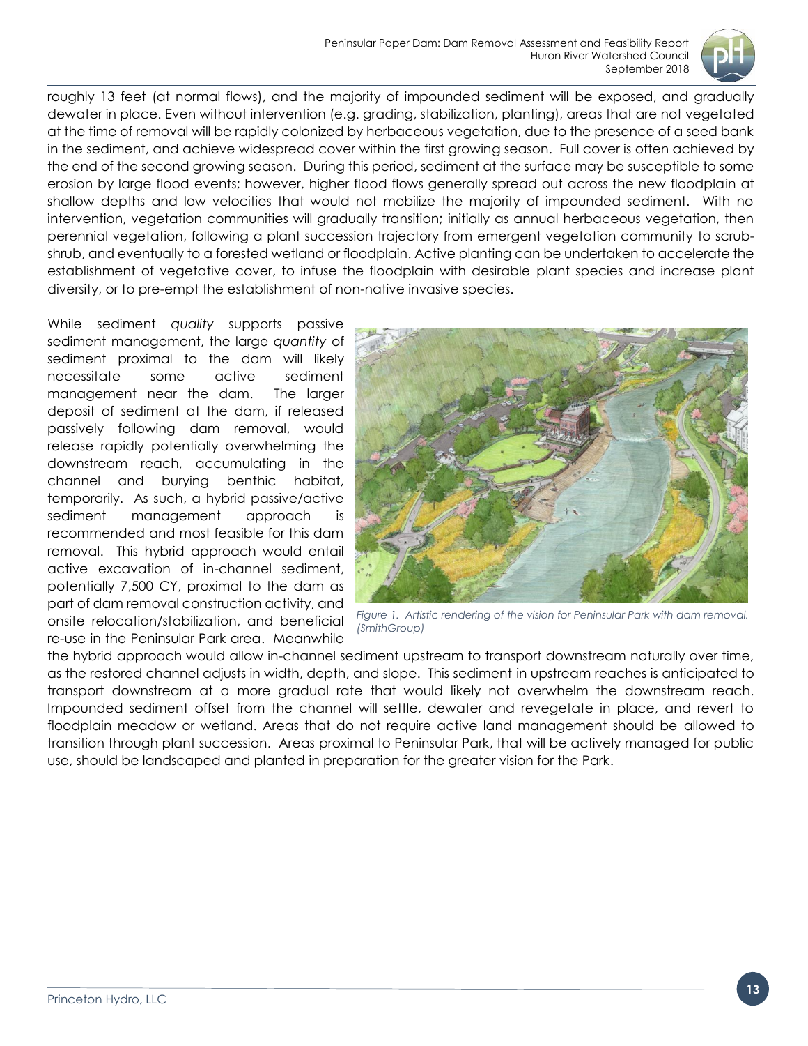roughly 13 feet (at normal flows), and the majority of impounded sediment will be exposed, and gradually dewater in place. Even without intervention (e.g. grading, stabilization, planting), areas that are not vegetated at the time of removal will be rapidly colonized by herbaceous vegetation, due to the presence of a seed bank in the sediment, and achieve widespread cover within the first growing season. Full cover is often achieved by the end of the second growing season. During this period, sediment at the surface may be susceptible to some erosion by large flood events; however, higher flood flows generally spread out across the new floodplain at shallow depths and low velocities that would not mobilize the majority of impounded sediment. With no intervention, vegetation communities will gradually transition; initially as annual herbaceous vegetation, then perennial vegetation, following a plant succession trajectory from emergent vegetation community to scrub-shrub, and eventually to a forested wetland or floodplain. Active planting can be undertaken to accelerate the establishment of vegetative cover, to infuse the floodplain with desirable plant species and increase plant diversity, or to pre-empt the establishment of non-native invasive species.

While sediment *quality* supports passive sediment management, the large *quantity* of sediment proximal to the dam will likely necessitate some active sediment management near the dam. The larger deposit of sediment at the dam, if released passively following dam removal, would release rapidly potentially overwhelming the downstream reach, accumulating in the channel and burying benthic habitat, temporarily. As such, a hybrid passive/active sediment management approach is recommended and most feasible for this dam removal. This hybrid approach would entail active excavation of in-channel sediment, potentially 7,500 CY, proximal to the dam as part of dam removal construction activity, and onsite relocation/stabilization, and beneficial re-use in the Peninsular Park area. Meanwhile the hybrid approach would allow in-channel sediment upstream to transport downstream naturally over time, as the restored channel adjusts in width, depth, and slope. This sediment in upstream reaches is anticipated to transport downstream at a more gradual rate that would likely not overwhelm the downstream reach. Impounded sediment offset from the channel will settle, dewater and revegetate in place, and revert to floodplain meadow or wetland. Areas that do not require active land management should be allowed to transition through plant succession. Areas proximal to Peninsular Park, that will be actively managed for public use, should be landscaped and planted in preparation for the greater vision for the Park.

*Figure 1. Artistic rendering of the vision for Peninsular Park with dam removal. (SmithGroup)*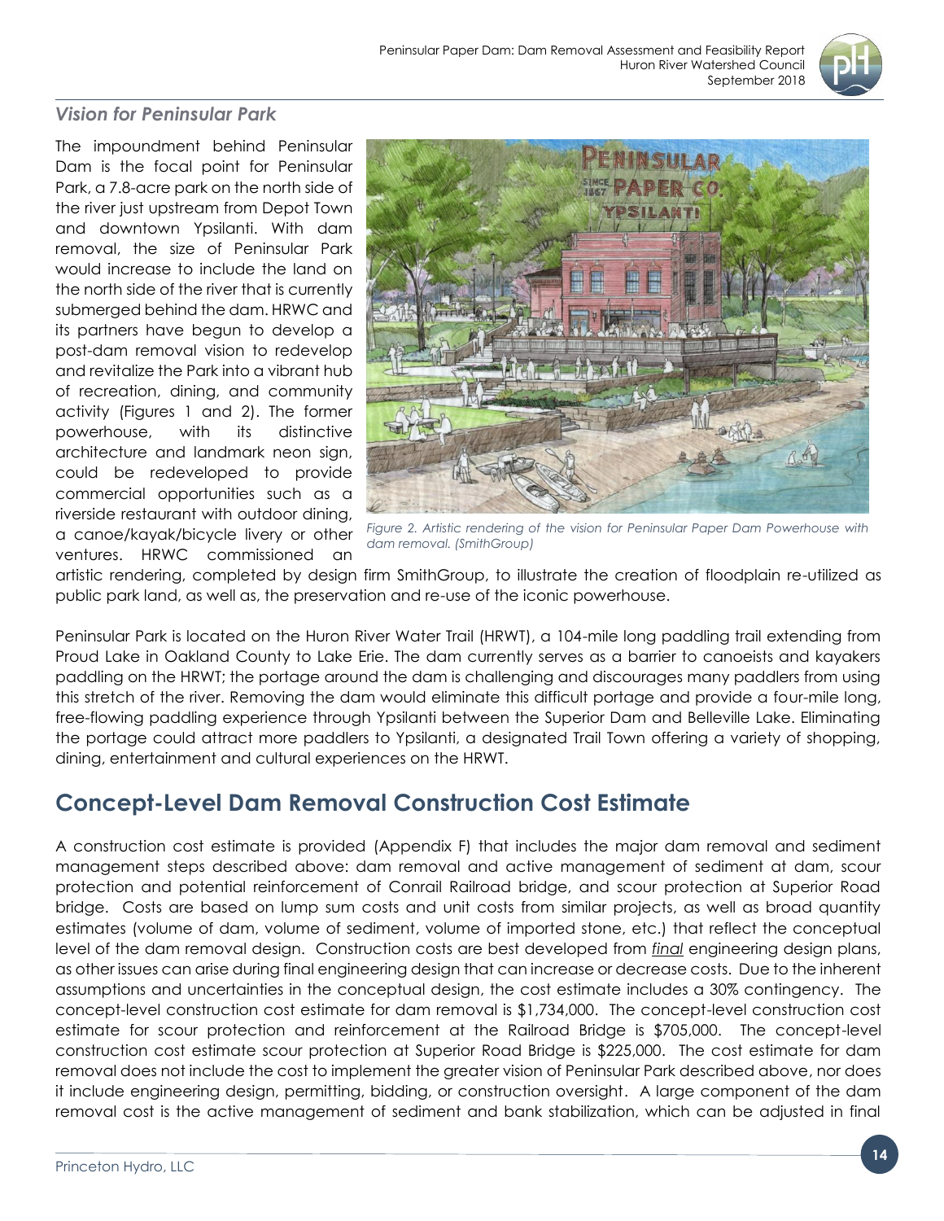### *Vision for Peninsular Park*

The impoundment behind Peninsular Dam is the focal point for Peninsular Park, a 7.8-acre park on the north side of the river just upstream from Depot Town and downtown Ypsilanti. With dam removal, the size of Peninsular Park would increase to include the land on the north side of the river that is currently submerged behind the dam. HRWC and its partners have begun to develop a post-dam removal vision to redevelop and revitalize the Park into a vibrant hub of recreation, dining, and community activity (Figures 1 and 2). The former powerhouse, with its distinctive architecture and landmark neon sign, could be redeveloped to provide commercial opportunities such as a riverside restaurant with outdoor dining, a canoe/kayak/bicycle livery or other ventures. HRWC commissioned an artistic rendering, completed by design firm SmithGroup, to illustrate the creation of floodplain re-utilized as public park land, as well as, the preservation and re-use of the iconic powerhouse.

*Figure 2. Artistic rendering of the vision for Peninsular Paper Dam Powerhouse with dam removal. (SmithGroup)*

Peninsular Park is located on the Huron River Water Trail (HRWT), a 104-mile long paddling trail extending from Proud Lake in Oakland County to Lake Erie. The dam currently serves as a barrier to canoeists and kayakers paddling on the HRWT; the portage around the dam is challenging and discourages many paddlers from using this stretch of the river. Removing the dam would eliminate this difficult portage and provide a four-mile long, free-flowing paddling experience through Ypsilanti between the Superior Dam and Belleville Lake. Eliminating the portage could attract more paddlers to Ypsilanti, a designated Trail Town offering a variety of shopping, dining, entertainment and cultural experiences on the HRWT.

## Concept-Level Dam Removal Construction Cost Estimate

A construction cost estimate is provided (Appendix F) that includes the major dam removal and sediment management steps described above: dam removal and active management of sediment at dam, scour protection and potential reinforcement of Conrail Railroad bridge, and scour protection at Superior Road bridge. Costs are based on lump sum costs and unit costs from similar projects, as well as broad quantity estimates (volume of dam, volume of sediment, volume of imported stone, etc.) that reflect the conceptual level of the dam removal design. Construction costs are best developed from *final* engineering design plans, as other issues can arise during final engineering design that can increase or decrease costs. Due to the inherent assumptions and uncertainties in the conceptual design, the cost estimate includes a 30% contingency. The concept-level construction cost estimate for dam removal is $1,734,000. The concept-level construction cost estimate for scour protection and reinforcement at the Railroad Bridge is $705,000. The concept-level construction cost estimate scour protection at Superior Road Bridge is $225,000. The cost estimate for dam removal does not include the cost to implement the greater vision of Peninsular Park described above, nor does it include engineering design, permitting, bidding, or construction oversight. A large component of the dam removal cost is the active management of sediment and bank stabilization, which can be adjusted in final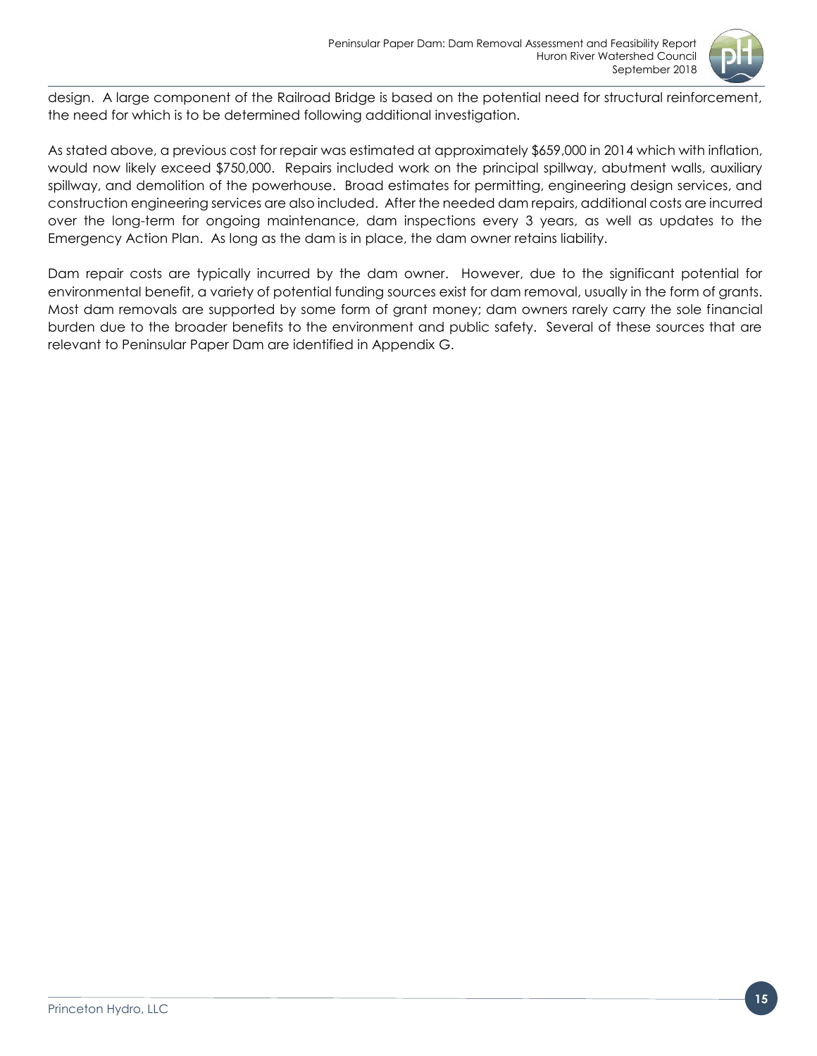design. A large component of the Railroad Bridge is based on the potential need for structural reinforcement, the need for which is to be determined following additional investigation.

As stated above, a previous cost for repair was estimated at approximately $659,000 in 2014 which with inflation, would now likely exceed $750,000. Repairs included work on the principal spillway, abutment walls, auxiliary spillway, and demolition of the powerhouse. Broad estimates for permitting, engineering design services, and construction engineering services are also included. After the needed dam repairs, additional costs are incurred over the long-term for ongoing maintenance, dam inspections every 3 years, as well as updates to the Emergency Action Plan. As long as the dam is in place, the dam owner retains liability.

Dam repair costs are typically incurred by the dam owner. However, due to the significant potential for environmental benefit, a variety of potential funding sources exist for dam removal, usually in the form of grants. Most dam removals are supported by some form of grant money; dam owners rarely carry the sole financial burden due to the broader benefits to the environment and public safety. Several of these sources that are relevant to Peninsular Paper Dam are identified in Appendix G.